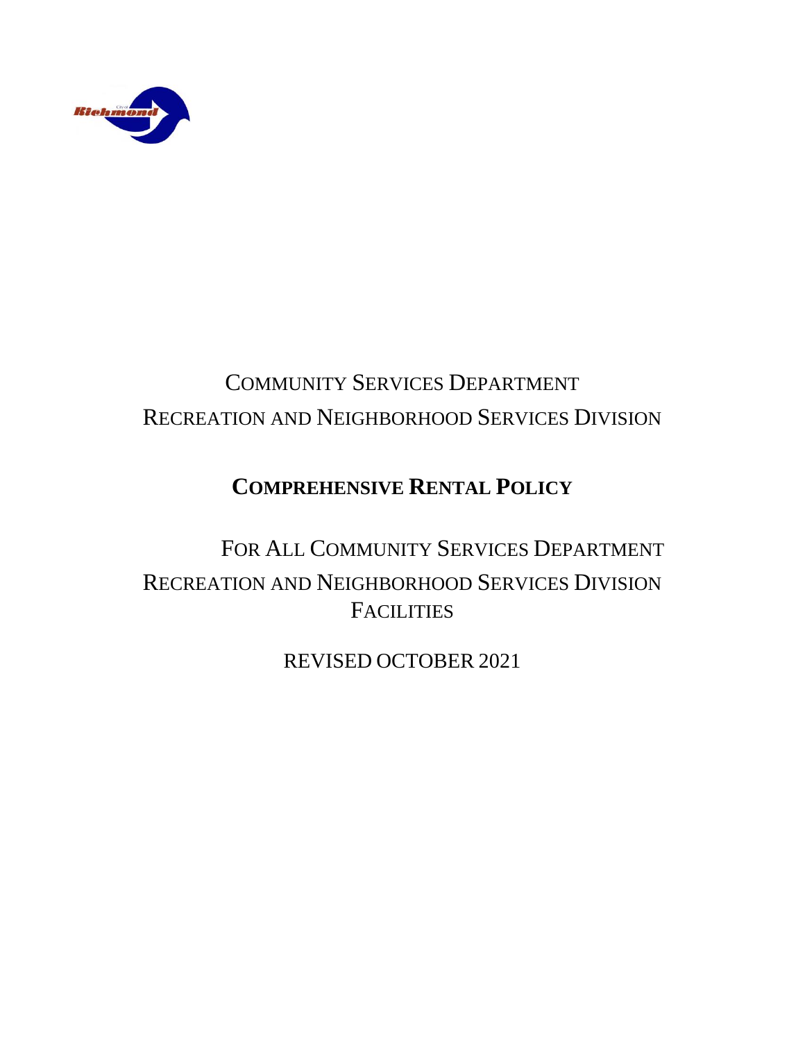COMMUNITY SERVICES DEPARTMENT

RECREATION AND NEIGHBORHOOD SERVICES DIVISION

# COMPREHENSIVE RENTAL POLICY

FOR ALL COMMUNITY SERVICES DEPARTMENT RECREATION AND NEIGHBORHOOD SERVICES DIVISION FACILITIES

REVISED OCTOBER 2021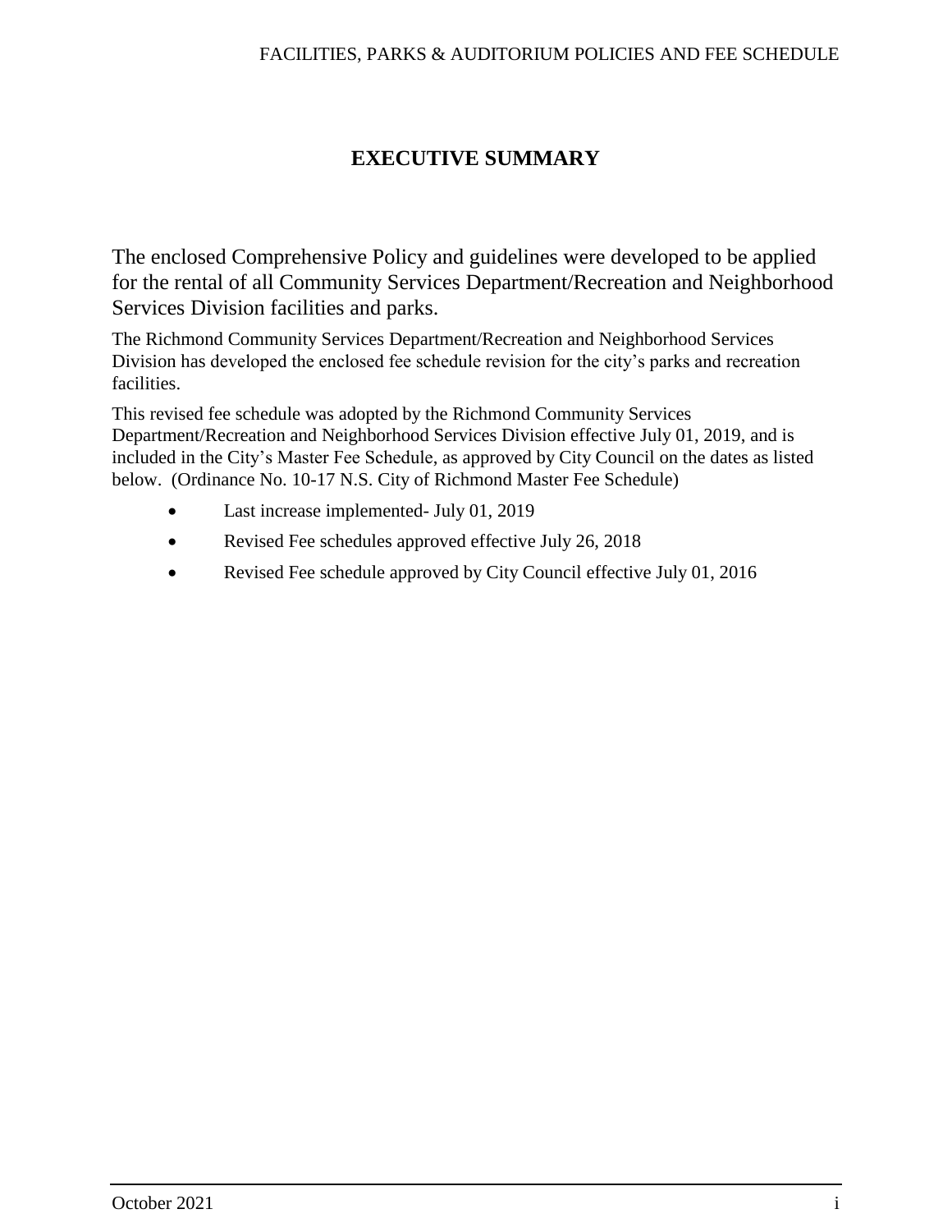# EXECUTIVE SUMMARY

The enclosed Comprehensive Policy and guidelines were developed to be applied for the rental of all Community Services Department/Recreation and Neighborhood Services Division facilities and parks.

The Richmond Community Services Department/Recreation and Neighborhood Services Division has developed the enclosed fee schedule revision for the city's parks and recreation facilities.

This revised fee schedule was adopted by the Richmond Community Services Department/Recreation and Neighborhood Services Division effective July 01, 2019, and is included in the City's Master Fee Schedule, as approved by City Council on the dates as listed below. (Ordinance No. 10-17 N.S. City of Richmond Master Fee Schedule)

- Last increase implemented- July 01, 2019
- Revised Fee schedules approved effective July 26, 2018
- Revised Fee schedule approved by City Council effective July 01, 2016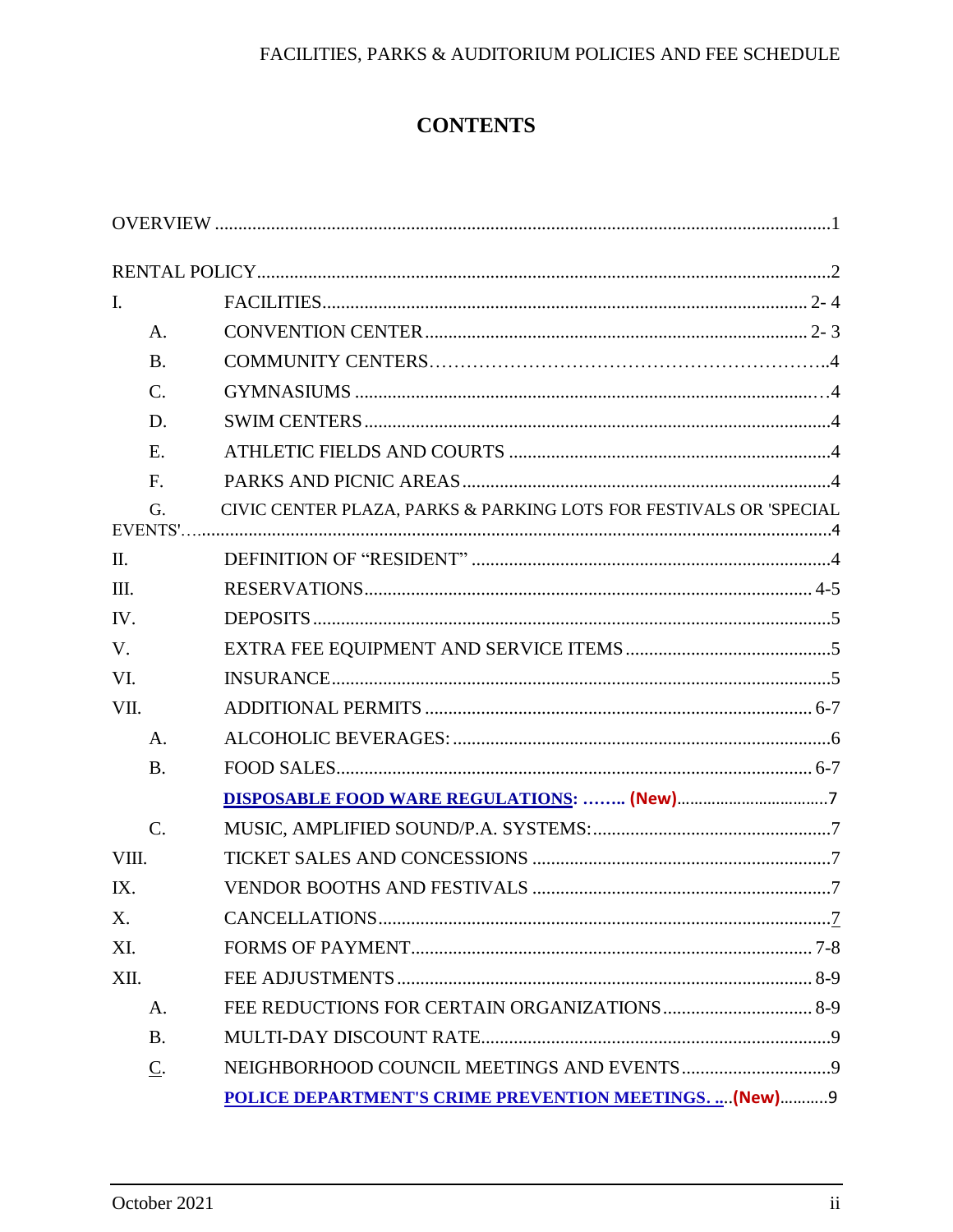# CONTENTS

OVERVIEW ....................................................................................................................1

RENTAL POLICY.........................................................................................................2

I. FACILITIES...................................................................................................... 2- 4

- A. CONVENTION CENTER................................................................................ 2- 3
- B. COMMUNITY CENTERS…………………………………………………..4
- C. GYMNASIUMS ..................................................................................................4
- D. SWIM CENTERS..................................................................................................4
- E. ATHLETIC FIELDS AND COURTS ...................................................................4
- F. PARKS AND PICNIC AREAS..............................................................................4
- G. CIVIC CENTER PLAZA, PARKS & PARKING LOTS FOR FESTIVALS OR 'SPECIAL EVENTS'…......................................................................................................................4

II. DEFINITION OF "RESIDENT" ............................................................................4

III. RESERVATIONS.............................................................................................. 4-5

IV. DEPOSITS ............................................................................................................5

V. EXTRA FEE EQUIPMENT AND SERVICE ITEMS ............................................5

VI. INSURANCE.........................................................................................................5

VII. ADDITIONAL PERMITS .................................................................................. 6-7

- A. ALCOHOLIC BEVERAGES: ...............................................................................6
- B. FOOD SALES.................................................................................................... 6-7
- **DISPOSABLE FOOD WARE REGULATIONS: …….. (New)**..................................7
- C. MUSIC, AMPLIFIED SOUND/P.A. SYSTEMS:..................................................7

VIII. TICKET SALES AND CONCESSIONS ................................................................7

IX. VENDOR BOOTHS AND FESTIVALS ...............................................................7

X. CANCELLATIONS...............................................................................................7

XI. FORMS OF PAYMENT..................................................................................... 7-8

XII. FEE ADJUSTMENTS ....................................................................................... 8-9

- A. FEE REDUCTIONS FOR CERTAIN ORGANIZATIONS ............................... 8-9
- B. MULTI-DAY DISCOUNT RATE..........................................................................9
- C. NEIGHBORHOOD COUNCIL MEETINGS AND EVENTS ................................9
- **POLICE DEPARTMENT'S CRIME PREVENTION MEETINGS. ….(New)**...........9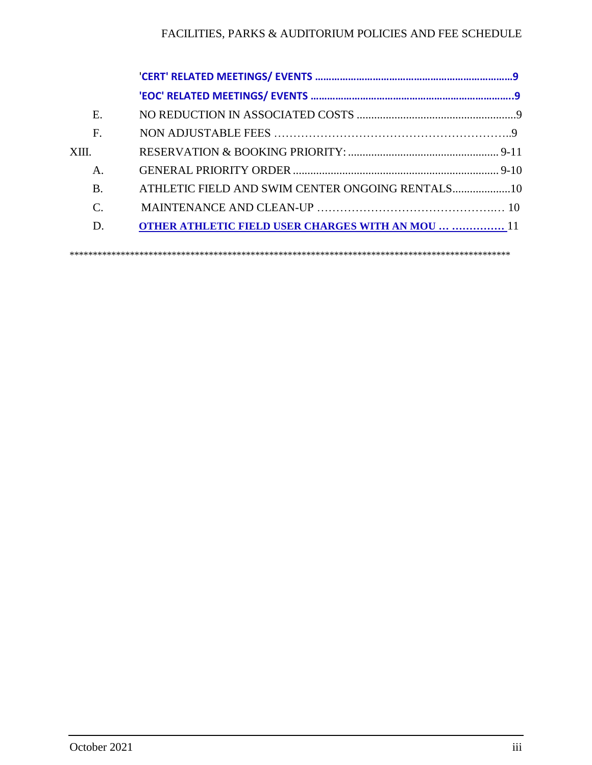| | | |
|---|---|---|
| | **'CERT' RELATED MEETINGS/ EVENTS** | **9** |
| | **'EOC' RELATED MEETINGS/ EVENTS** | **9** |
| E. | NO REDUCTION IN ASSOCIATED COSTS | 9 |
| F. | NON ADJUSTABLE FEES | 9 |
| XIII. | RESERVATION & BOOKING PRIORITY: | 9-11 |
| A. | GENERAL PRIORITY ORDER | 9-10 |
| B. | ATHLETIC FIELD AND SWIM CENTER ONGOING RENTALS | 10 |
| C. | MAINTENANCE AND CLEAN-UP | 10 |
| D. | **OTHER ATHLETIC FIELD USER CHARGES WITH AN MOU** | 11 |

****************************************************************************************************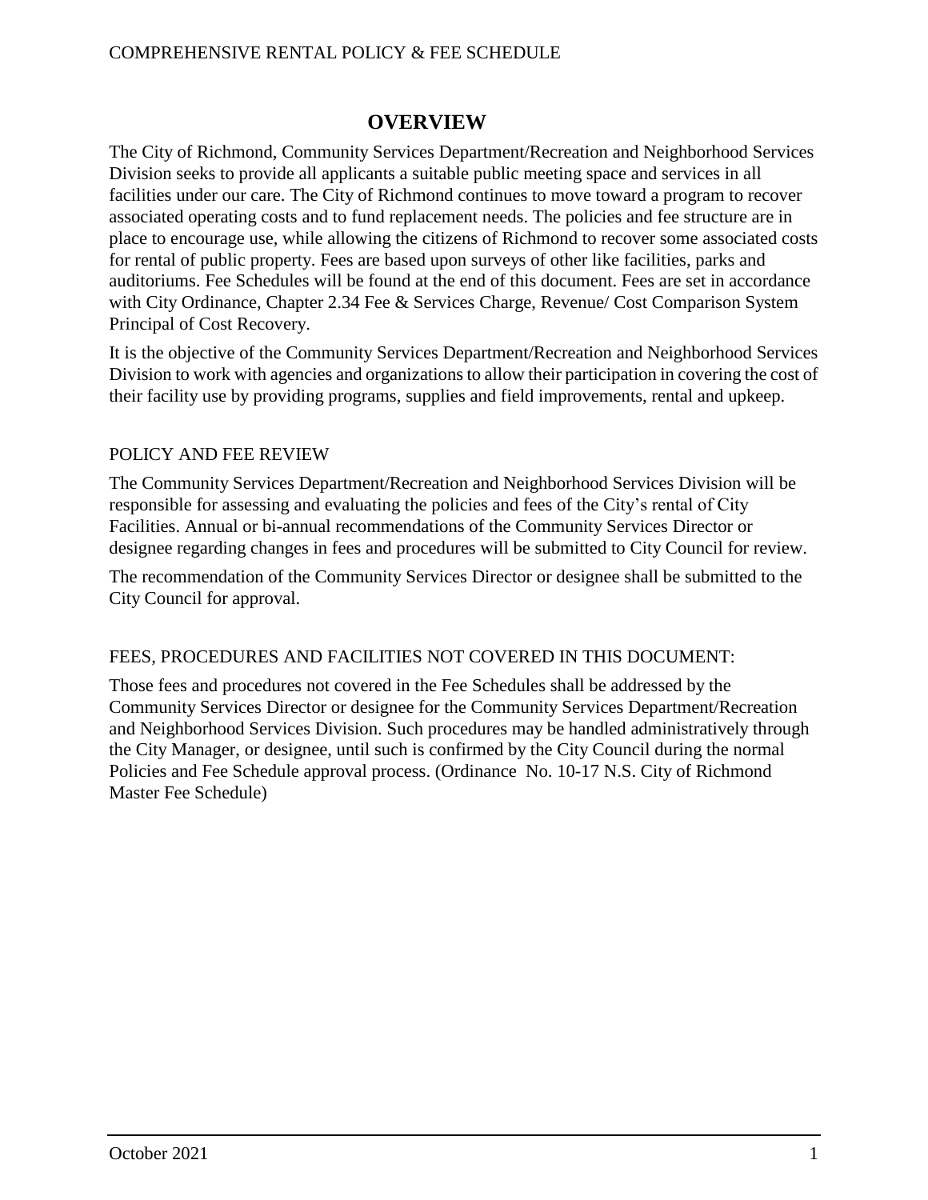# OVERVIEW

The City of Richmond, Community Services Department/Recreation and Neighborhood Services Division seeks to provide all applicants a suitable public meeting space and services in all facilities under our care. The City of Richmond continues to move toward a program to recover associated operating costs and to fund replacement needs. The policies and fee structure are in place to encourage use, while allowing the citizens of Richmond to recover some associated costs for rental of public property. Fees are based upon surveys of other like facilities, parks and auditoriums. Fee Schedules will be found at the end of this document. Fees are set in accordance with City Ordinance, Chapter 2.34 Fee & Services Charge, Revenue/ Cost Comparison System Principal of Cost Recovery.

It is the objective of the Community Services Department/Recreation and Neighborhood Services Division to work with agencies and organizations to allow their participation in covering the cost of their facility use by providing programs, supplies and field improvements, rental and upkeep.

## POLICY AND FEE REVIEW

The Community Services Department/Recreation and Neighborhood Services Division will be responsible for assessing and evaluating the policies and fees of the City's rental of City Facilities. Annual or bi-annual recommendations of the Community Services Director or designee regarding changes in fees and procedures will be submitted to City Council for review.

The recommendation of the Community Services Director or designee shall be submitted to the City Council for approval.

## FEES, PROCEDURES AND FACILITIES NOT COVERED IN THIS DOCUMENT:

Those fees and procedures not covered in the Fee Schedules shall be addressed by the Community Services Director or designee for the Community Services Department/Recreation and Neighborhood Services Division. Such procedures may be handled administratively through the City Manager, or designee, until such is confirmed by the City Council during the normal Policies and Fee Schedule approval process. (Ordinance No. 10-17 N.S. City of Richmond Master Fee Schedule)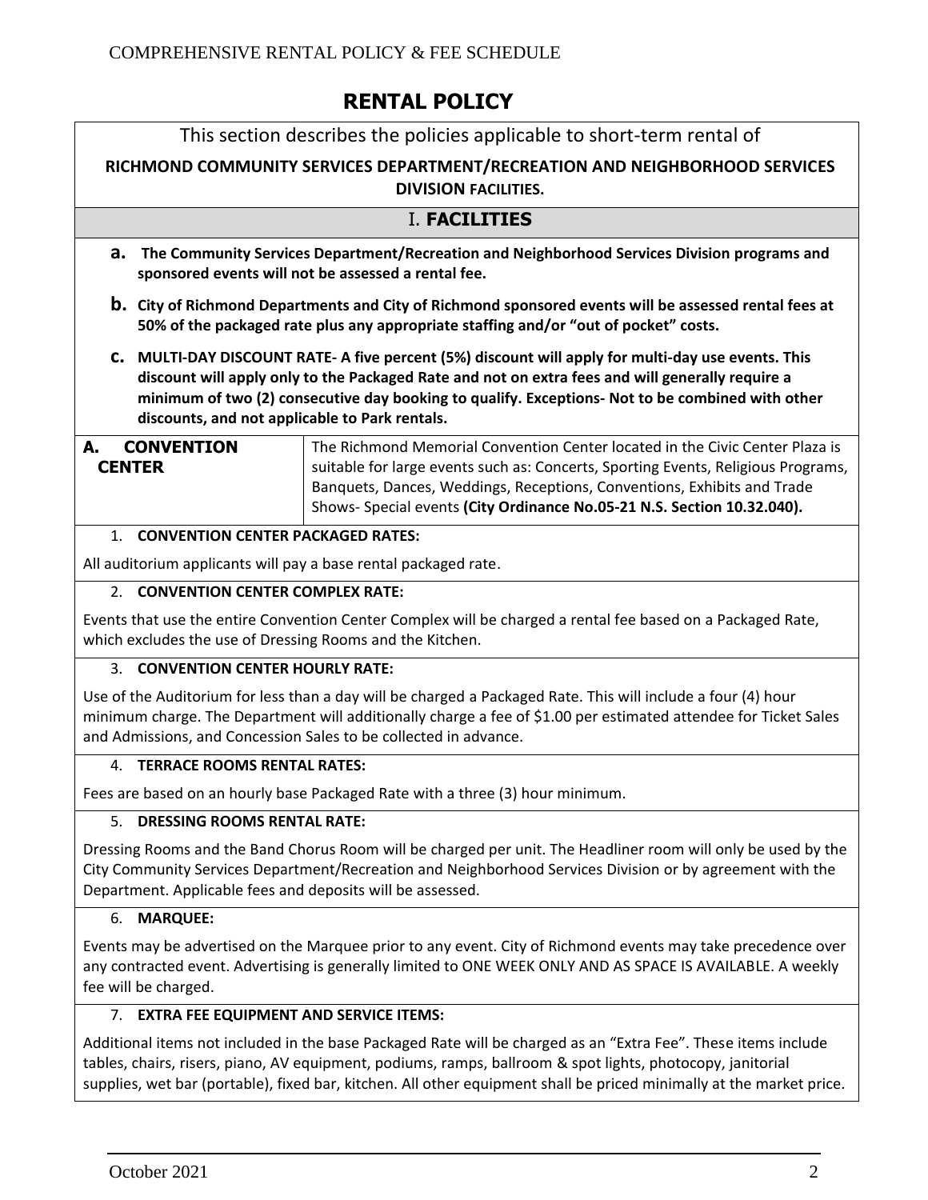# RENTAL POLICY

This section describes the policies applicable to short-term rental of

**RICHMOND COMMUNITY SERVICES DEPARTMENT/RECREATION AND NEIGHBORHOOD SERVICES DIVISION FACILITIES.**

## I. FACILITIES

**a. The Community Services Department/Recreation and Neighborhood Services Division programs and sponsored events will not be assessed a rental fee.**

**b. City of Richmond Departments and City of Richmond sponsored events will be assessed rental fees at 50% of the packaged rate plus any appropriate staffing and/or "out of pocket" costs.**

**c. MULTI-DAY DISCOUNT RATE- A five percent (5%) discount will apply for multi-day use events. This discount will apply only to the Packaged Rate and not on extra fees and will generally require a minimum of two (2) consecutive day booking to qualify. Exceptions- Not to be combined with other discounts, and not applicable to Park rentals.**

| | |
|---|---|
| **A. CONVENTION CENTER** | The Richmond Memorial Convention Center located in the Civic Center Plaza is suitable for large events such as: Concerts, Sporting Events, Religious Programs, Banquets, Dances, Weddings, Receptions, Conventions, Exhibits and Trade Shows- Special events **(City Ordinance No.05-21 N.S. Section 10.32.040).** |

1. **CONVENTION CENTER PACKAGED RATES:**

All auditorium applicants will pay a base rental packaged rate.

2. **CONVENTION CENTER COMPLEX RATE:**

Events that use the entire Convention Center Complex will be charged a rental fee based on a Packaged Rate, which excludes the use of Dressing Rooms and the Kitchen.

3. **CONVENTION CENTER HOURLY RATE:**

Use of the Auditorium for less than a day will be charged a Packaged Rate. This will include a four (4) hour minimum charge. The Department will additionally charge a fee of $1.00 per estimated attendee for Ticket Sales and Admissions, and Concession Sales to be collected in advance.

4. **TERRACE ROOMS RENTAL RATES:**

Fees are based on an hourly base Packaged Rate with a three (3) hour minimum.

5. **DRESSING ROOMS RENTAL RATE:**

Dressing Rooms and the Band Chorus Room will be charged per unit. The Headliner room will only be used by the City Community Services Department/Recreation and Neighborhood Services Division or by agreement with the Department. Applicable fees and deposits will be assessed.

6. **MARQUEE:**

Events may be advertised on the Marquee prior to any event. City of Richmond events may take precedence over any contracted event. Advertising is generally limited to ONE WEEK ONLY AND AS SPACE IS AVAILABLE. A weekly fee will be charged.

7. **EXTRA FEE EQUIPMENT AND SERVICE ITEMS:**

Additional items not included in the base Packaged Rate will be charged as an "Extra Fee". These items include tables, chairs, risers, piano, AV equipment, podiums, ramps, ballroom & spot lights, photocopy, janitorial supplies, wet bar (portable), fixed bar, kitchen. All other equipment shall be priced minimally at the market price.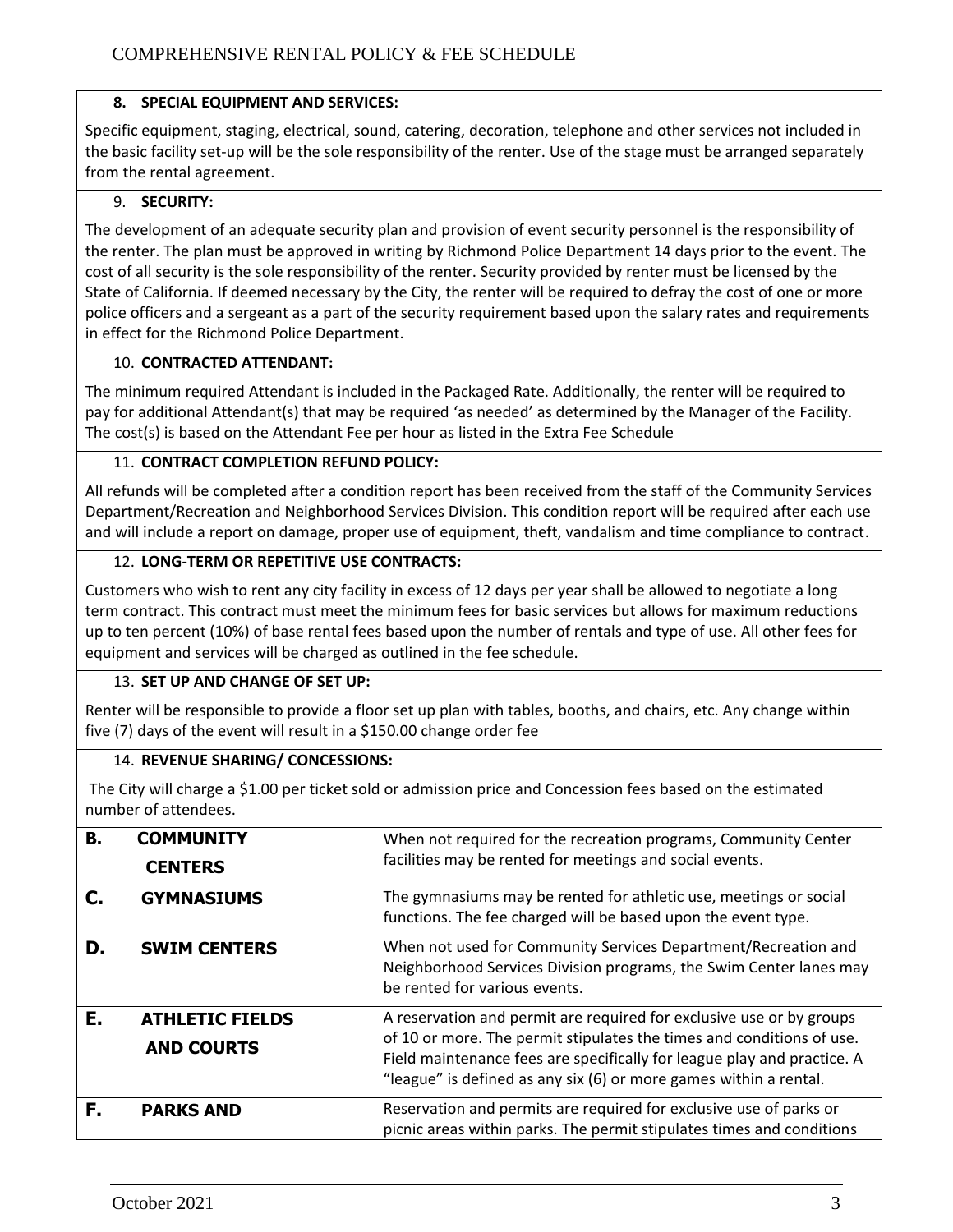**8. SPECIAL EQUIPMENT AND SERVICES:**

Specific equipment, staging, electrical, sound, catering, decoration, telephone and other services not included in the basic facility set-up will be the sole responsibility of the renter. Use of the stage must be arranged separately from the rental agreement.

9. **SECURITY:**

The development of an adequate security plan and provision of event security personnel is the responsibility of the renter. The plan must be approved in writing by Richmond Police Department 14 days prior to the event. The cost of all security is the sole responsibility of the renter. Security provided by renter must be licensed by the State of California. If deemed necessary by the City, the renter will be required to defray the cost of one or more police officers and a sergeant as a part of the security requirement based upon the salary rates and requirements in effect for the Richmond Police Department.

10. **CONTRACTED ATTENDANT:**

The minimum required Attendant is included in the Packaged Rate. Additionally, the renter will be required to pay for additional Attendant(s) that may be required 'as needed' as determined by the Manager of the Facility. The cost(s) is based on the Attendant Fee per hour as listed in the Extra Fee Schedule

11. **CONTRACT COMPLETION REFUND POLICY:**

All refunds will be completed after a condition report has been received from the staff of the Community Services Department/Recreation and Neighborhood Services Division. This condition report will be required after each use and will include a report on damage, proper use of equipment, theft, vandalism and time compliance to contract.

12. **LONG-TERM OR REPETITIVE USE CONTRACTS:**

Customers who wish to rent any city facility in excess of 12 days per year shall be allowed to negotiate a long term contract. This contract must meet the minimum fees for basic services but allows for maximum reductions up to ten percent (10%) of base rental fees based upon the number of rentals and type of use. All other fees for equipment and services will be charged as outlined in the fee schedule.

13. **SET UP AND CHANGE OF SET UP:**

Renter will be responsible to provide a floor set up plan with tables, booths, and chairs, etc. Any change within five (7) days of the event will result in a $150.00 change order fee

14. **REVENUE SHARING/ CONCESSIONS:**

The City will charge a $1.00 per ticket sold or admission price and Concession fees based on the estimated number of attendees.

| | |
|---|---|
| **B. COMMUNITY CENTERS** | When not required for the recreation programs, Community Center facilities may be rented for meetings and social events. |
| **C. GYMNASIUMS** | The gymnasiums may be rented for athletic use, meetings or social functions. The fee charged will be based upon the event type. |
| **D. SWIM CENTERS** | When not used for Community Services Department/Recreation and Neighborhood Services Division programs, the Swim Center lanes may be rented for various events. |
| **E. ATHLETIC FIELDS AND COURTS** | A reservation and permit are required for exclusive use or by groups of 10 or more. The permit stipulates the times and conditions of use. Field maintenance fees are specifically for league play and practice. A "league" is defined as any six (6) or more games within a rental. |
| **F. PARKS AND** | Reservation and permits are required for exclusive use of parks or picnic areas within parks. The permit stipulates times and conditions |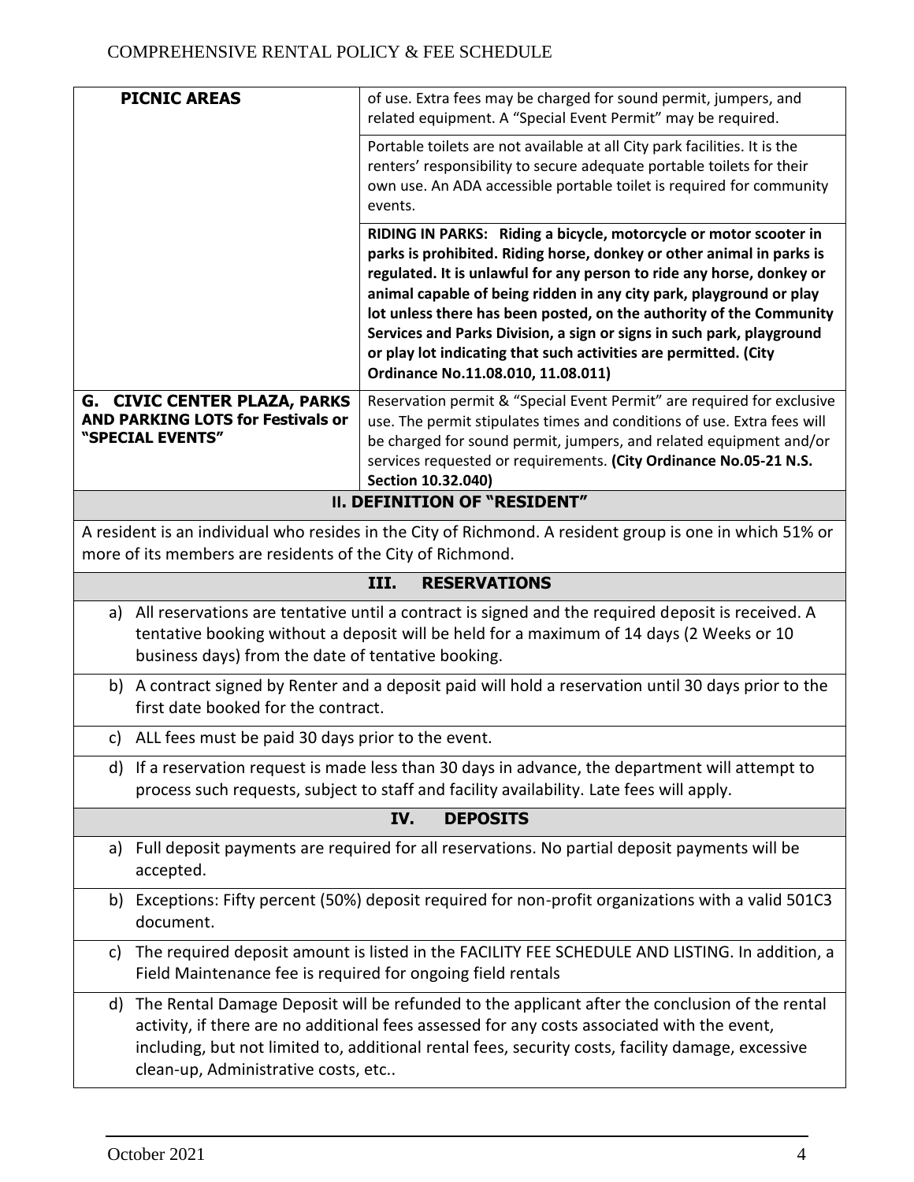| | |
|---|---|
| **PICNIC AREAS** | of use. Extra fees may be charged for sound permit, jumpers, and related equipment. A "Special Event Permit" may be required. |
| | Portable toilets are not available at all City park facilities. It is the renters' responsibility to secure adequate portable toilets for their own use. An ADA accessible portable toilet is required for community events. |
| | **RIDING IN PARKS: Riding a bicycle, motorcycle or motor scooter in parks is prohibited. Riding horse, donkey or other animal in parks is regulated. It is unlawful for any person to ride any horse, donkey or animal capable of being ridden in any city park, playground or play lot unless there has been posted, on the authority of the Community Services and Parks Division, a sign or signs in such park, playground or play lot indicating that such activities are permitted. (City Ordinance No.11.08.010, 11.08.011)** |
| **G. CIVIC CENTER PLAZA, PARKS AND PARKING LOTS for Festivals or "SPECIAL EVENTS"** | Reservation permit & "Special Event Permit" are required for exclusive use. The permit stipulates times and conditions of use. Extra fees will be charged for sound permit, jumpers, and related equipment and/or services requested or requirements. **(City Ordinance No.05-21 N.S. Section 10.32.040)** |

## II. DEFINITION OF "RESIDENT"

A resident is an individual who resides in the City of Richmond. A resident group is one in which 51% or more of its members are residents of the City of Richmond.

## III. RESERVATIONS

a) All reservations are tentative until a contract is signed and the required deposit is received. A tentative booking without a deposit will be held for a maximum of 14 days (2 Weeks or 10 business days) from the date of tentative booking.

b) A contract signed by Renter and a deposit paid will hold a reservation until 30 days prior to the first date booked for the contract.

c) ALL fees must be paid 30 days prior to the event.

d) If a reservation request is made less than 30 days in advance, the department will attempt to process such requests, subject to staff and facility availability. Late fees will apply.

## IV. DEPOSITS

a) Full deposit payments are required for all reservations. No partial deposit payments will be accepted.

b) Exceptions: Fifty percent (50%) deposit required for non-profit organizations with a valid 501C3 document.

c) The required deposit amount is listed in the FACILITY FEE SCHEDULE AND LISTING. In addition, a Field Maintenance fee is required for ongoing field rentals

d) The Rental Damage Deposit will be refunded to the applicant after the conclusion of the rental activity, if there are no additional fees assessed for any costs associated with the event, including, but not limited to, additional rental fees, security costs, facility damage, excessive clean-up, Administrative costs, etc..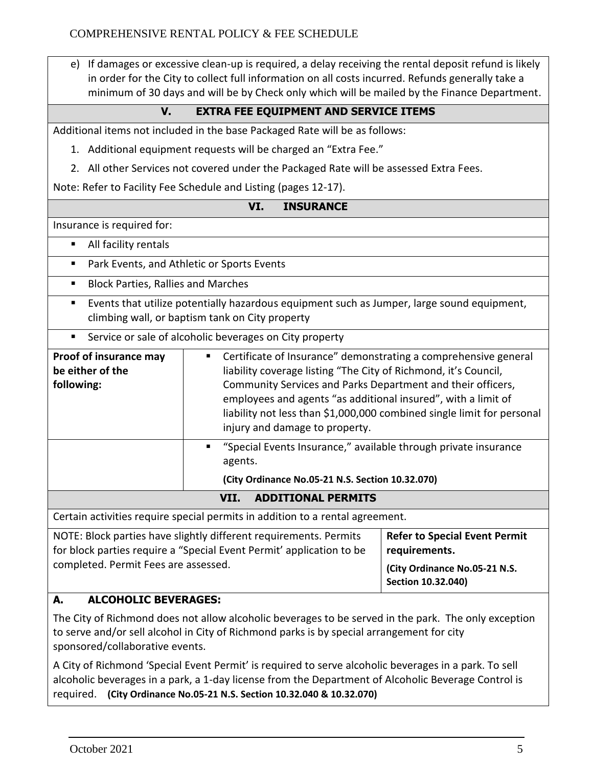e) If damages or excessive clean-up is required, a delay receiving the rental deposit refund is likely in order for the City to collect full information on all costs incurred. Refunds generally take a minimum of 30 days and will be by Check only which will be mailed by the Finance Department.

## V. EXTRA FEE EQUIPMENT AND SERVICE ITEMS

Additional items not included in the base Packaged Rate will be as follows:

1. Additional equipment requests will be charged an "Extra Fee."
2. All other Services not covered under the Packaged Rate will be assessed Extra Fees.

Note: Refer to Facility Fee Schedule and Listing (pages 12-17).

## VI. INSURANCE

Insurance is required for:

- All facility rentals
- Park Events, and Athletic or Sports Events
- Block Parties, Rallies and Marches
- Events that utilize potentially hazardous equipment such as Jumper, large sound equipment, climbing wall, or baptism tank on City property
- Service or sale of alcoholic beverages on City property

| | |
|---|---|
| **Proof of insurance may be either of the following:** | Certificate of Insurance" demonstrating a comprehensive general liability coverage listing "The City of Richmond, it's Council, Community Services and Parks Department and their officers, employees and agents "as additional insured", with a limit of liability not less than $1,000,000 combined single limit for personal injury and damage to property. |
| | "Special Events Insurance," available through private insurance agents. **(City Ordinance No.05-21 N.S. Section 10.32.070)** |

## VII. ADDITIONAL PERMITS

Certain activities require special permits in addition to a rental agreement.

| | |
|---|---|
| NOTE: Block parties have slightly different requirements. Permits for block parties require a "Special Event Permit' application to be completed. Permit Fees are assessed. | **Refer to Special Event Permit requirements.** **(City Ordinance No.05-21 N.S. Section 10.32.040)** |

### A. ALCOHOLIC BEVERAGES:

The City of Richmond does not allow alcoholic beverages to be served in the park. The only exception to serve and/or sell alcohol in City of Richmond parks is by special arrangement for city sponsored/collaborative events.

A City of Richmond 'Special Event Permit' is required to serve alcoholic beverages in a park. To sell alcoholic beverages in a park, a 1-day license from the Department of Alcoholic Beverage Control is required. **(City Ordinance No.05-21 N.S. Section 10.32.040 & 10.32.070)**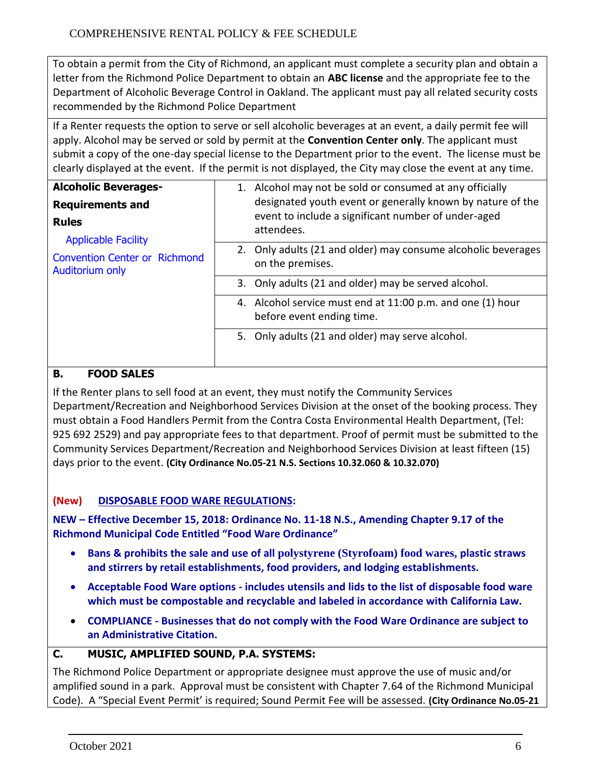To obtain a permit from the City of Richmond, an applicant must complete a security plan and obtain a letter from the Richmond Police Department to obtain an **ABC license** and the appropriate fee to the Department of Alcoholic Beverage Control in Oakland. The applicant must pay all related security costs recommended by the Richmond Police Department

If a Renter requests the option to serve or sell alcoholic beverages at an event, a daily permit fee will apply. Alcohol may be served or sold by permit at the **Convention Center only**. The applicant must submit a copy of the one-day special license to the Department prior to the event. The license must be clearly displayed at the event. If the permit is not displayed, the City may close the event at any time.

| | |
|---|---|
| **Alcoholic Beverages- Requirements and Rules**<br>Applicable Facility<br>Convention Center or Richmond Auditorium only | 1. Alcohol may not be sold or consumed at any officially designated youth event or generally known by nature of the event to include a significant number of under-aged attendees. |
| | 2. Only adults (21 and older) may consume alcoholic beverages on the premises. |
| | 3. Only adults (21 and older) may be served alcohol. |
| | 4. Alcohol service must end at 11:00 p.m. and one (1) hour before event ending time. |
| | 5. Only adults (21 and older) may serve alcohol. |

## B. FOOD SALES

If the Renter plans to sell food at an event, they must notify the Community Services Department/Recreation and Neighborhood Services Division at the onset of the booking process. They must obtain a Food Handlers Permit from the Contra Costa Environmental Health Department, (Tel: 925 692 2529) and pay appropriate fees to that department. Proof of permit must be submitted to the Community Services Department/Recreation and Neighborhood Services Division at least fifteen (15) days prior to the event. **(City Ordinance No.05-21 N.S. Sections 10.32.060 & 10.32.070)**

**(New) DISPOSABLE FOOD WARE REGULATIONS:**

**NEW – Effective December 15, 2018: Ordinance No. 11-18 N.S., Amending Chapter 9.17 of the Richmond Municipal Code Entitled "Food Ware Ordinance"**

- **Bans & prohibits the sale and use of all polystyrene (Styrofoam) food wares, plastic straws and stirrers by retail establishments, food providers, and lodging establishments.**
- **Acceptable Food Ware options - includes utensils and lids to the list of disposable food ware which must be compostable and recyclable and labeled in accordance with California Law.**
- **COMPLIANCE - Businesses that do not comply with the Food Ware Ordinance are subject to an Administrative Citation.**

## C. MUSIC, AMPLIFIED SOUND, P.A. SYSTEMS:

The Richmond Police Department or appropriate designee must approve the use of music and/or amplified sound in a park. Approval must be consistent with Chapter 7.64 of the Richmond Municipal Code). A "Special Event Permit' is required; Sound Permit Fee will be assessed. **(City Ordinance No.05-21**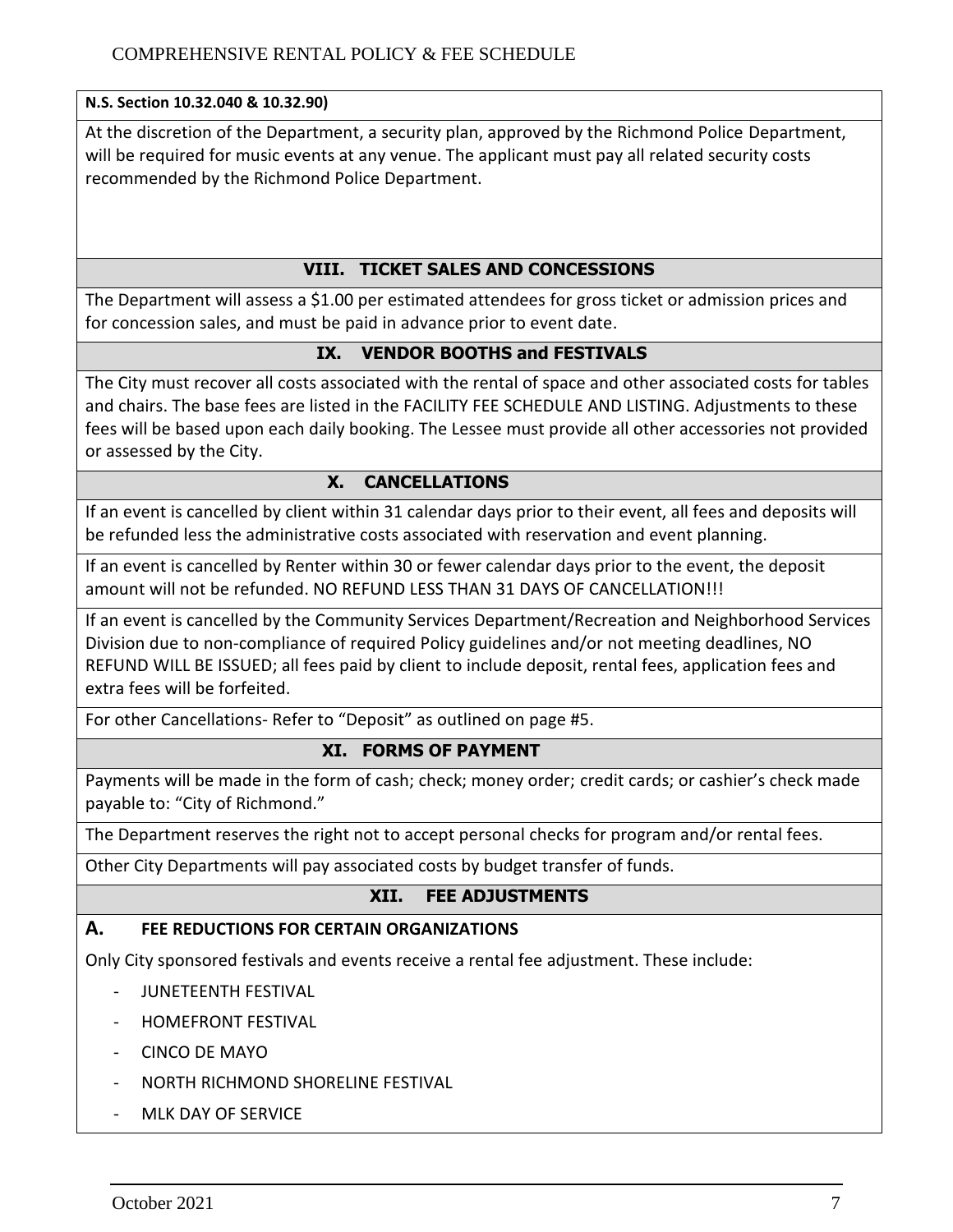**N.S. Section 10.32.040 & 10.32.90)**

At the discretion of the Department, a security plan, approved by the Richmond Police Department, will be required for music events at any venue. The applicant must pay all related security costs recommended by the Richmond Police Department.

## VIII. TICKET SALES AND CONCESSIONS

The Department will assess a $1.00 per estimated attendees for gross ticket or admission prices and for concession sales, and must be paid in advance prior to event date.

## IX. VENDOR BOOTHS and FESTIVALS

The City must recover all costs associated with the rental of space and other associated costs for tables and chairs. The base fees are listed in the FACILITY FEE SCHEDULE AND LISTING. Adjustments to these fees will be based upon each daily booking. The Lessee must provide all other accessories not provided or assessed by the City.

## X. CANCELLATIONS

If an event is cancelled by client within 31 calendar days prior to their event, all fees and deposits will be refunded less the administrative costs associated with reservation and event planning.

If an event is cancelled by Renter within 30 or fewer calendar days prior to the event, the deposit amount will not be refunded. NO REFUND LESS THAN 31 DAYS OF CANCELLATION!!!

If an event is cancelled by the Community Services Department/Recreation and Neighborhood Services Division due to non-compliance of required Policy guidelines and/or not meeting deadlines, NO REFUND WILL BE ISSUED; all fees paid by client to include deposit, rental fees, application fees and extra fees will be forfeited.

For other Cancellations- Refer to "Deposit" as outlined on page #5.

## XI. FORMS OF PAYMENT

Payments will be made in the form of cash; check; money order; credit cards; or cashier's check made payable to: "City of Richmond."

The Department reserves the right not to accept personal checks for program and/or rental fees.

Other City Departments will pay associated costs by budget transfer of funds.

## XII. FEE ADJUSTMENTS

### A. FEE REDUCTIONS FOR CERTAIN ORGANIZATIONS

Only City sponsored festivals and events receive a rental fee adjustment. These include:

- JUNETEENTH FESTIVAL
- HOMEFRONT FESTIVAL
- CINCO DE MAYO
- NORTH RICHMOND SHORELINE FESTIVAL
- MLK DAY OF SERVICE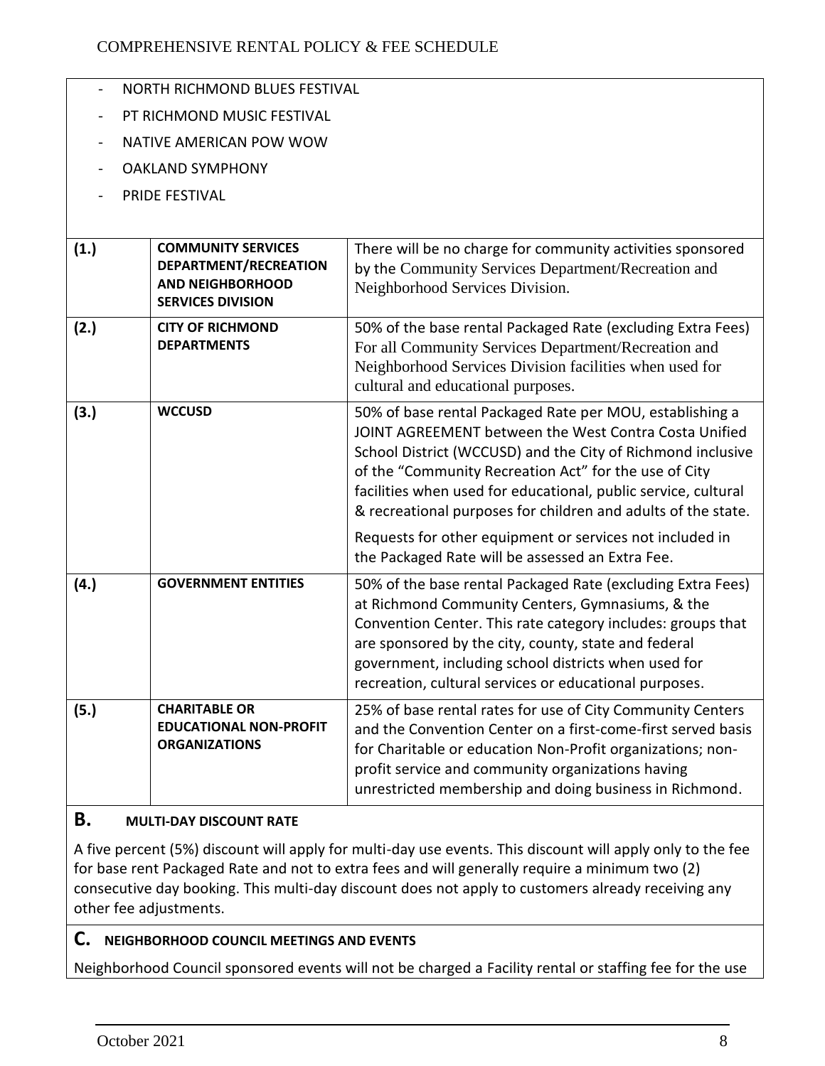- NORTH RICHMOND BLUES FESTIVAL
- PT RICHMOND MUSIC FESTIVAL
- NATIVE AMERICAN POW WOW
- OAKLAND SYMPHONY
- PRIDE FESTIVAL

| | | |
|---|---|---|
| **(1.)** | **COMMUNITY SERVICES DEPARTMENT/RECREATION AND NEIGHBORHOOD SERVICES DIVISION** | There will be no charge for community activities sponsored by the Community Services Department/Recreation and Neighborhood Services Division. |
| **(2.)** | **CITY OF RICHMOND DEPARTMENTS** | 50% of the base rental Packaged Rate (excluding Extra Fees) For all Community Services Department/Recreation and Neighborhood Services Division facilities when used for cultural and educational purposes. |
| **(3.)** | **WCCUSD** | 50% of base rental Packaged Rate per MOU, establishing a JOINT AGREEMENT between the West Contra Costa Unified School District (WCCUSD) and the City of Richmond inclusive of the "Community Recreation Act" for the use of City facilities when used for educational, public service, cultural & recreational purposes for children and adults of the state.<br><br>Requests for other equipment or services not included in the Packaged Rate will be assessed an Extra Fee. |
| **(4.)** | **GOVERNMENT ENTITIES** | 50% of the base rental Packaged Rate (excluding Extra Fees) at Richmond Community Centers, Gymnasiums, & the Convention Center. This rate category includes: groups that are sponsored by the city, county, state and federal government, including school districts when used for recreation, cultural services or educational purposes. |
| **(5.)** | **CHARITABLE OR EDUCATIONAL NON-PROFIT ORGANIZATIONS** | 25% of base rental rates for use of City Community Centers and the Convention Center on a first-come-first served basis for Charitable or education Non-Profit organizations; non-profit service and community organizations having unrestricted membership and doing business in Richmond. |

## B. MULTI-DAY DISCOUNT RATE

A five percent (5%) discount will apply for multi-day use events. This discount will apply only to the fee for base rent Packaged Rate and not to extra fees and will generally require a minimum two (2) consecutive day booking. This multi-day discount does not apply to customers already receiving any other fee adjustments.

## C. NEIGHBORHOOD COUNCIL MEETINGS AND EVENTS

Neighborhood Council sponsored events will not be charged a Facility rental or staffing fee for the use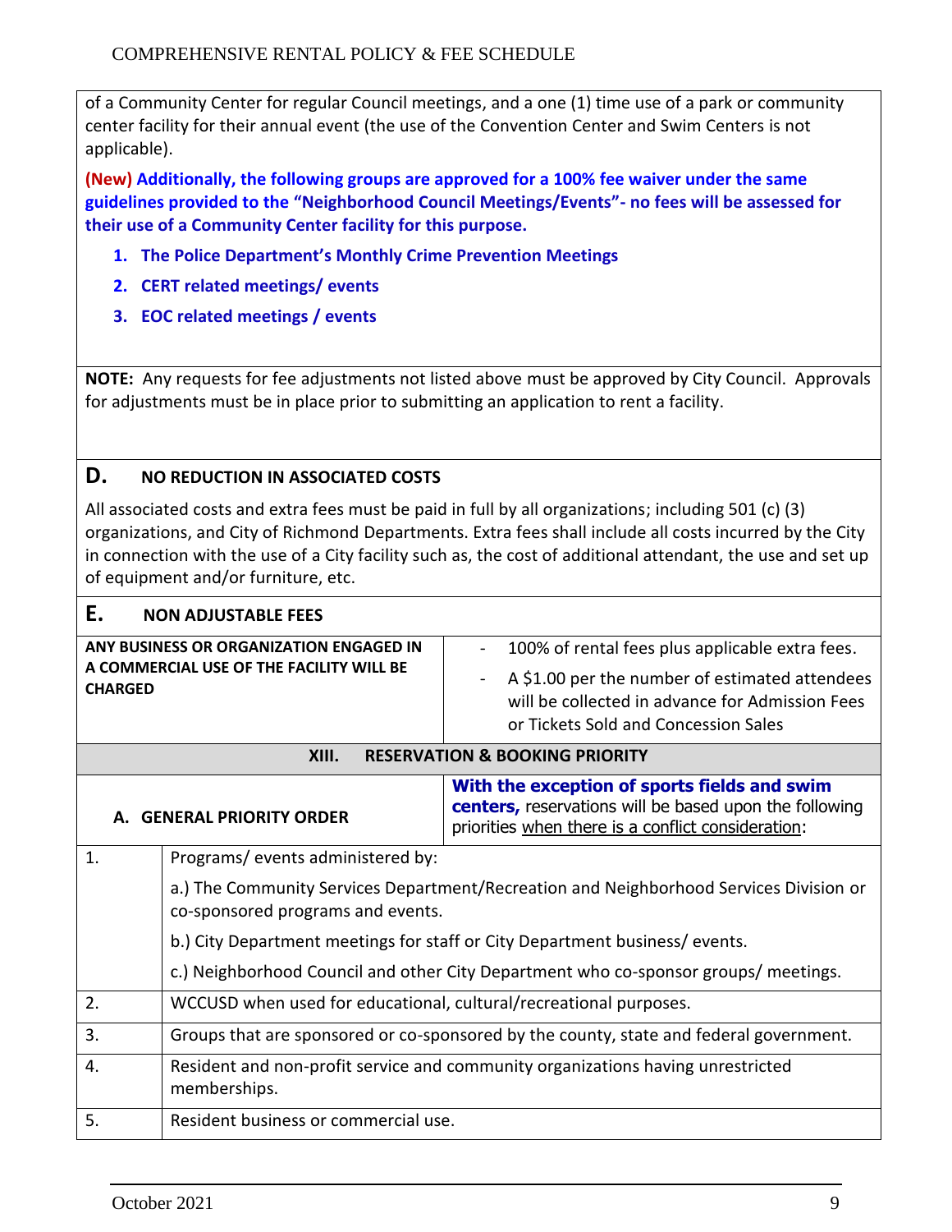of a Community Center for regular Council meetings, and a one (1) time use of a park or community center facility for their annual event (the use of the Convention Center and Swim Centers is not applicable).

**(New) Additionally, the following groups are approved for a 100% fee waiver under the same guidelines provided to the "Neighborhood Council Meetings/Events"- no fees will be assessed for their use of a Community Center facility for this purpose.**

1. **The Police Department's Monthly Crime Prevention Meetings**
2. **CERT related meetings/ events**
3. **EOC related meetings / events**

**NOTE:** Any requests for fee adjustments not listed above must be approved by City Council. Approvals for adjustments must be in place prior to submitting an application to rent a facility.

## D. NO REDUCTION IN ASSOCIATED COSTS

All associated costs and extra fees must be paid in full by all organizations; including 501 (c) (3) organizations, and City of Richmond Departments. Extra fees shall include all costs incurred by the City in connection with the use of a City facility such as, the cost of additional attendant, the use and set up of equipment and/or furniture, etc.

## E. NON ADJUSTABLE FEES

| | |
|---|---|
| **ANY BUSINESS OR ORGANIZATION ENGAGED IN A COMMERCIAL USE OF THE FACILITY WILL BE CHARGED** | - 100% of rental fees plus applicable extra fees.<br>- A $1.00 per the number of estimated attendees will be collected in advance for Admission Fees or Tickets Sold and Concession Sales |

## XIII. RESERVATION & BOOKING PRIORITY

**A. GENERAL PRIORITY ORDER**

**With the exception of sports fields and swim centers,** reservations will be based upon the following priorities when there is a conflict consideration:

| | |
|---|---|
| 1. | Programs/ events administered by:<br>a.) The Community Services Department/Recreation and Neighborhood Services Division or co-sponsored programs and events.<br>b.) City Department meetings for staff or City Department business/ events.<br>c.) Neighborhood Council and other City Department who co-sponsor groups/ meetings. |
| 2. | WCCUSD when used for educational, cultural/recreational purposes. |
| 3. | Groups that are sponsored or co-sponsored by the county, state and federal government. |
| 4. | Resident and non-profit service and community organizations having unrestricted memberships. |
| 5. | Resident business or commercial use. |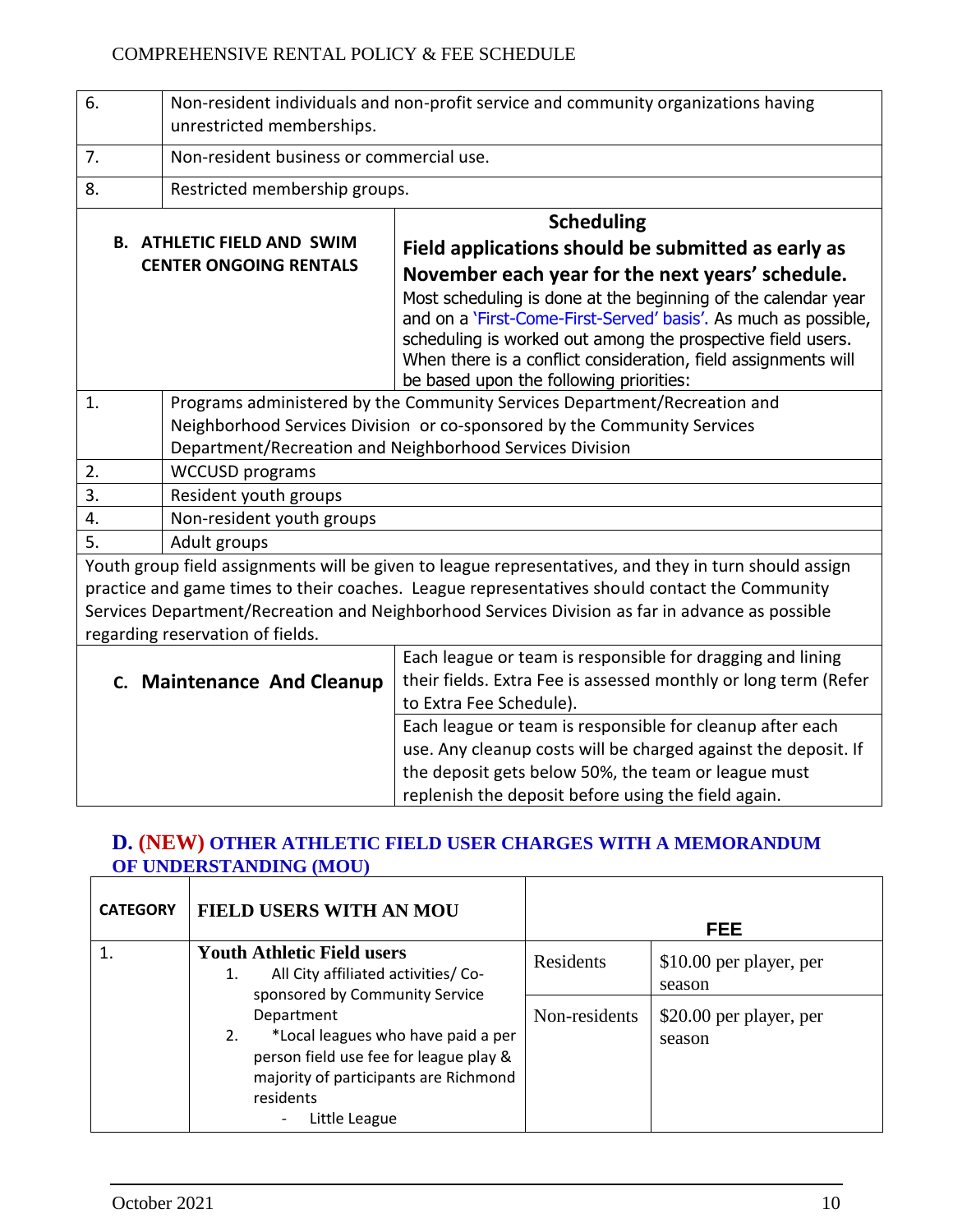| | |
|---|---|
| 6. | Non-resident individuals and non-profit service and community organizations having unrestricted memberships. |
| 7. | Non-resident business or commercial use. |
| 8. | Restricted membership groups. |

| **B. ATHLETIC FIELD AND SWIM CENTER ONGOING RENTALS** | **Scheduling** **Field applications should be submitted as early as November each year for the next years' schedule.** Most scheduling is done at the beginning of the calendar year and on a 'First-Come-First-Served' basis'. As much as possible, scheduling is worked out among the prospective field users. When there is a conflict consideration, field assignments will be based upon the following priorities: |
|---|---|

| | |
|---|---|
| 1. | Programs administered by the Community Services Department/Recreation and Neighborhood Services Division or co-sponsored by the Community Services Department/Recreation and Neighborhood Services Division |
| 2. | WCCUSD programs |
| 3. | Resident youth groups |
| 4. | Non-resident youth groups |
| 5. | Adult groups |

Youth group field assignments will be given to league representatives, and they in turn should assign practice and game times to their coaches. League representatives should contact the Community Services Department/Recreation and Neighborhood Services Division as far in advance as possible regarding reservation of fields.

| **C. Maintenance And Cleanup** | |
|---|---|
| | Each league or team is responsible for dragging and lining their fields. Extra Fee is assessed monthly or long term (Refer to Extra Fee Schedule). |
| | Each league or team is responsible for cleanup after each use. Any cleanup costs will be charged against the deposit. If the deposit gets below 50%, the team or league must replenish the deposit before using the field again. |

## D. (NEW) OTHER ATHLETIC FIELD USER CHARGES WITH A MEMORANDUM OF UNDERSTANDING (MOU)

| CATEGORY | FIELD USERS WITH AN MOU | FEE | |
|---|---|---|---|
| 1. | **Youth Athletic Field users**<br>1. All City affiliated activities/ Co-sponsored by Community Service Department<br>2. *Local leagues who have paid a per person field use fee for league play & majority of participants are Richmond residents<br>- Little League | Residents | $10.00 per player, per season |
| | | Non-residents | $20.00 per player, per season |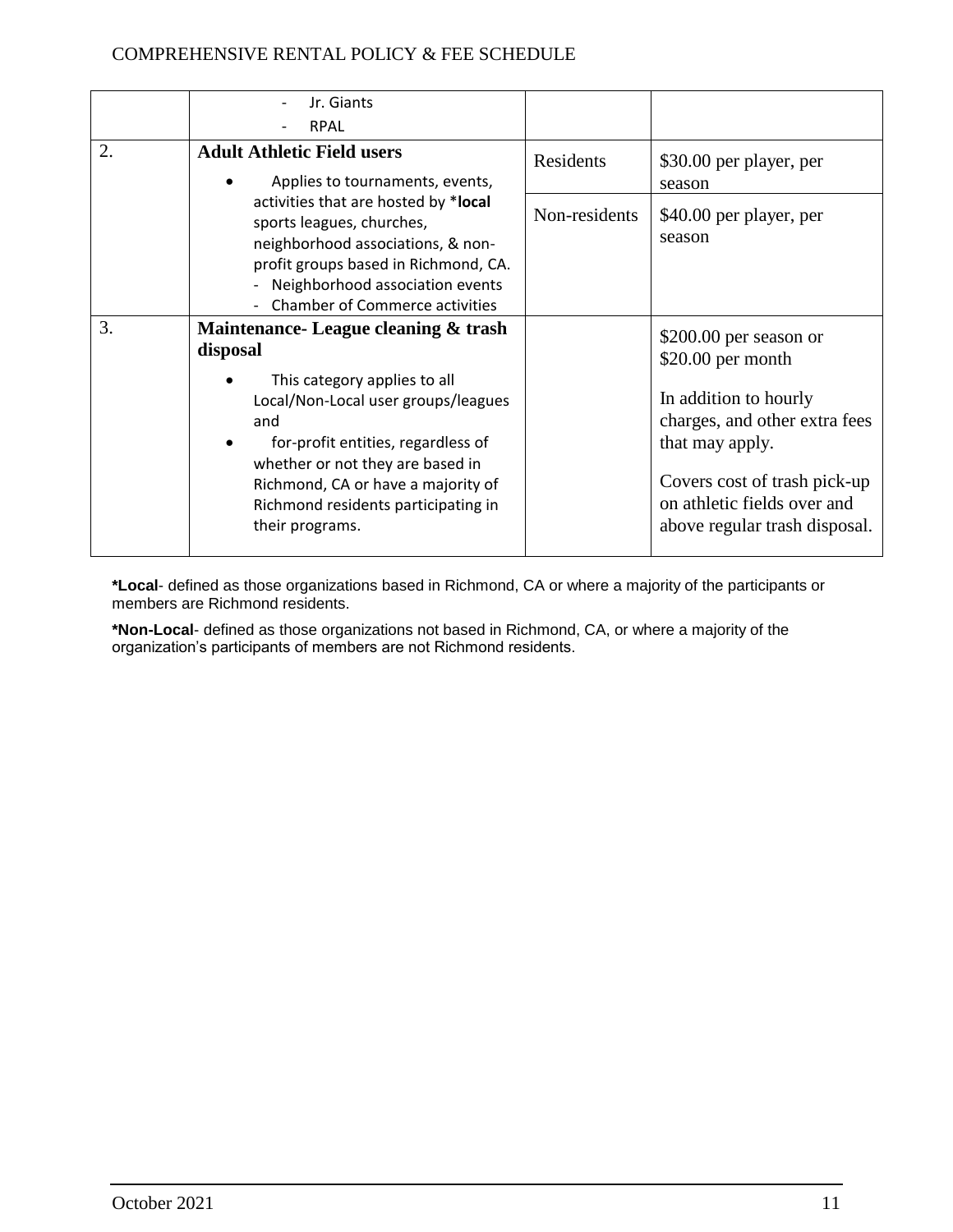| | | | |
|---|---|---|---|
| | - Jr. Giants<br>- RPAL | | |
| 2. | **Adult Athletic Field users**<br>• Applies to tournaments, events, activities that are hosted by ***local** sports leagues, churches, neighborhood associations, & non-profit groups based in Richmond, CA.<br>- Neighborhood association events<br>- Chamber of Commerce activities | Residents | $30.00 per player, per season |
| | | Non-residents | $40.00 per player, per season |
| 3. | **Maintenance- League cleaning & trash disposal**<br>• This category applies to all Local/Non-Local user groups/leagues and<br>• for-profit entities, regardless of whether or not they are based in Richmond, CA or have a majority of Richmond residents participating in their programs. | | $200.00 per season or $20.00 per month<br><br>In addition to hourly charges, and other extra fees that may apply.<br><br>Covers cost of trash pick-up on athletic fields over and above regular trash disposal. |

***Local**- defined as those organizations based in Richmond, CA or where a majority of the participants or members are Richmond residents.

***Non-Local**- defined as those organizations not based in Richmond, CA, or where a majority of the organization's participants of members are not Richmond residents.